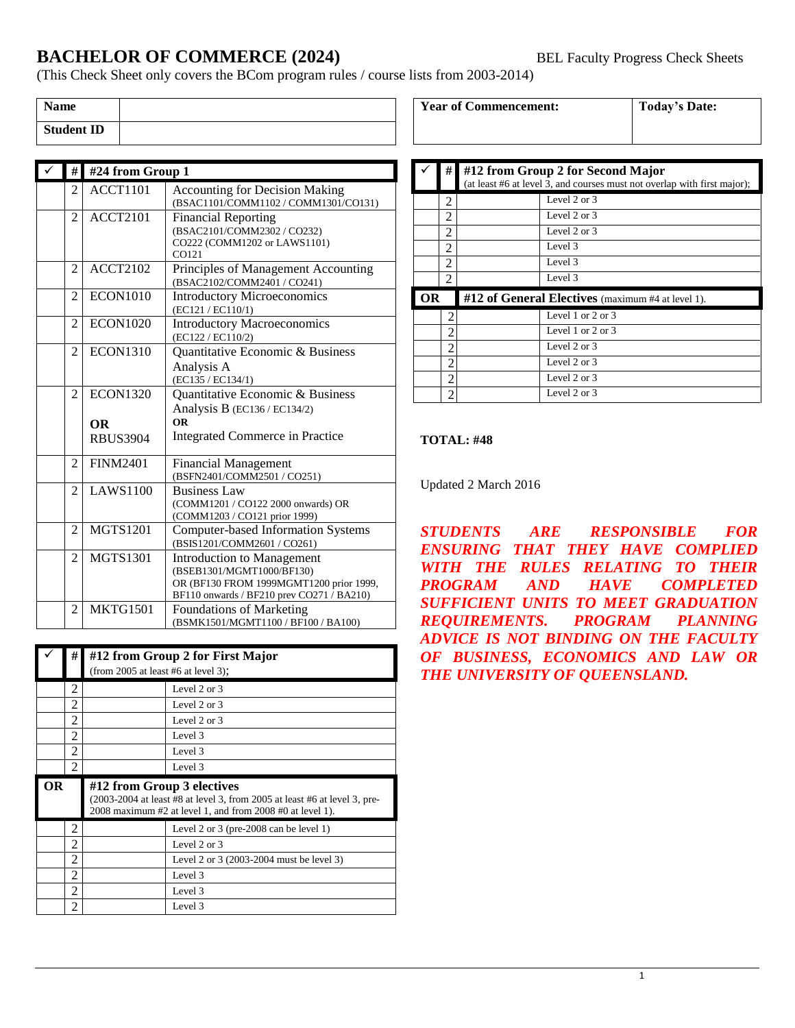# BACHELOR OF COMMERCE (2024)

BEL Faculty Progress Check Sheets

(This Check Sheet only covers the BCom program rules / course lists from 2003-2014)

| Name | |
|---|---|
| Student ID | |

| Year of Commencement: | Today's Date: |
|---|---|
| | |

| ✓ | # | #24 from Group 1 | |
|---|---|---|---|
| | 2 | ACCT1101 | Accounting for Decision Making (BSAC1101/COMM1102 / COMM1301/CO131) |
| | 2 | ACCT2101 | Financial Reporting (BSAC2101/COMM2302 / CO232) CO222 (COMM1202 or LAWS1101) CO121 |
| | 2 | ACCT2102 | Principles of Management Accounting (BSAC2102/COMM2401 / CO241) |
| | 2 | ECON1010 | Introductory Microeconomics (EC121 / EC110/1) |
| | 2 | ECON1020 | Introductory Macroeconomics (EC122 / EC110/2) |
| | 2 | ECON1310 | Quantitative Economic & Business Analysis A (EC135 / EC134/1) |
| | 2 | ECON1320 **OR** RBUS3904 | Quantitative Economic & Business Analysis B (EC136 / EC134/2) **OR** Integrated Commerce in Practice |
| | 2 | FINM2401 | Financial Management (BSFN2401/COMM2501 / CO251) |
| | 2 | LAWS1100 | Business Law (COMM1201 / CO122 2000 onwards) OR (COMM1203 / CO121 prior 1999) |
| | 2 | MGTS1201 | Computer-based Information Systems (BSIS1201/COMM2601 / CO261) |
| | 2 | MGTS1301 | Introduction to Management (BSEB1301/MGMT1000/BF130) OR (BF130 FROM 1999MGMT1200 prior 1999, BF110 onwards / BF210 prev CO271 / BA210) |
| | 2 | MKTG1501 | Foundations of Marketing (BSMK1501/MGMT1100 / BF100 / BA100) |

| ✓ | # | #12 from Group 2 for First Major (from 2005 at least #6 at level 3); | |
|---|---|---|---|
| | 2 | | Level 2 or 3 |
| | 2 | | Level 2 or 3 |
| | 2 | | Level 2 or 3 |
| | 2 | | Level 3 |
| | 2 | | Level 3 |
| | 2 | | Level 3 |
| **OR** | | **#12 from Group 3 electives** (2003-2004 at least #8 at level 3, from 2005 at least #6 at level 3, pre-2008 maximum #2 at level 1, and from 2008 #0 at level 1). | |
| | 2 | | Level 2 or 3 (pre-2008 can be level 1) |
| | 2 | | Level 2 or 3 |
| | 2 | | Level 2 or 3 (2003-2004 must be level 3) |
| | 2 | | Level 3 |
| | 2 | | Level 3 |
| | 2 | | Level 3 |

| ✓ | # | #12 from Group 2 for Second Major (at least #6 at level 3, and courses must not overlap with first major); | |
|---|---|---|---|
| | 2 | | Level 2 or 3 |
| | 2 | | Level 2 or 3 |
| | 2 | | Level 2 or 3 |
| | 2 | | Level 3 |
| | 2 | | Level 3 |
| | 2 | | Level 3 |
| **OR** | | **#12 of General Electives** (maximum #4 at level 1). | |
| | 2 | | Level 1 or 2 or 3 |
| | 2 | | Level 1 or 2 or 3 |
| | 2 | | Level 2 or 3 |
| | 2 | | Level 2 or 3 |
| | 2 | | Level 2 or 3 |
| | 2 | | Level 2 or 3 |

**TOTAL: #48**

Updated 2 March 2016

***STUDENTS ARE RESPONSIBLE FOR ENSURING THAT THEY HAVE COMPLIED WITH THE RULES RELATING TO THEIR PROGRAM AND HAVE COMPLETED SUFFICIENT UNITS TO MEET GRADUATION REQUIREMENTS. PROGRAM PLANNING ADVICE IS NOT BINDING ON THE FACULTY OF BUSINESS, ECONOMICS AND LAW OR THE UNIVERSITY OF QUEENSLAND.***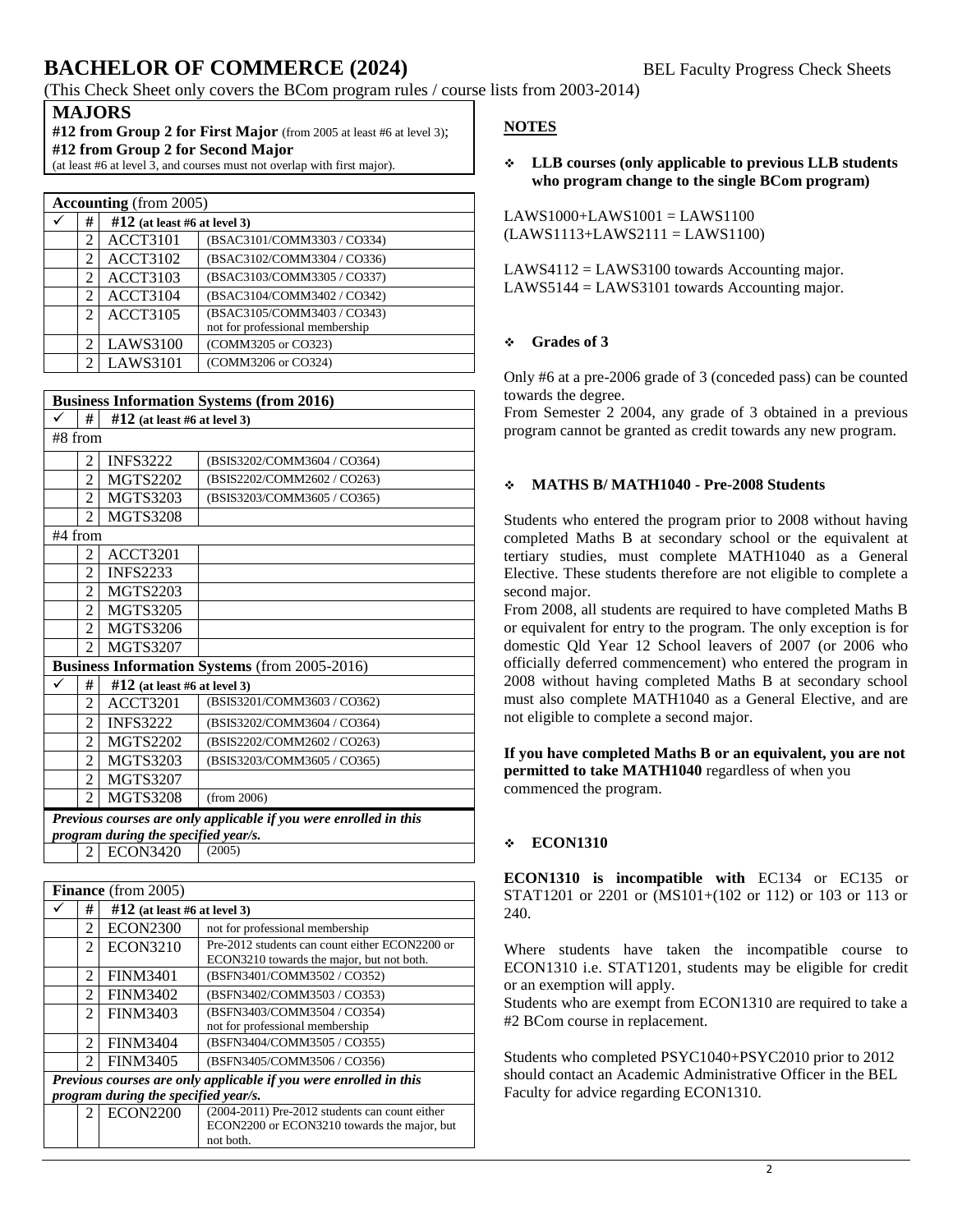# BACHELOR OF COMMERCE (2024)

BEL Faculty Progress Check Sheets

(This Check Sheet only covers the BCom program rules / course lists from 2003-2014)

## MAJORS

**#12 from Group 2 for First Major** (from 2005 at least #6 at level 3);
**#12 from Group 2 for Second Major**
(at least #6 at level 3, and courses must not overlap with first major).

| **Accounting** (from 2005) | | | |
|---|---|---|---|
| ✓ | **#** | **#12 (at least #6 at level 3)** | |
| | 2 | ACCT3101 | (BSAC3101/COMM3303 / CO334) |
| | 2 | ACCT3102 | (BSAC3102/COMM3304 / CO336) |
| | 2 | ACCT3103 | (BSAC3103/COMM3305 / CO337) |
| | 2 | ACCT3104 | (BSAC3104/COMM3402 / CO342) |
| | 2 | ACCT3105 | (BSAC3105/COMM3403 / CO343) not for professional membership |
| | 2 | LAWS3100 | (COMM3205 or CO323) |
| | 2 | LAWS3101 | (COMM3206 or CO324) |

| **Business Information Systems (from 2016)** | | | |
|---|---|---|---|
| ✓ | **#** | **#12 (at least #6 at level 3)** | |
| #8 from | | | |
| | 2 | INFS3222 | (BSIS3202/COMM3604 / CO364) |
| | 2 | MGTS2202 | (BSIS2202/COMM2602 / CO263) |
| | 2 | MGTS3203 | (BSIS3203/COMM3605 / CO365) |
| | 2 | MGTS3208 | |
| #4 from | | | |
| | 2 | ACCT3201 | |
| | 2 | INFS2233 | |
| | 2 | MGTS2203 | |
| | 2 | MGTS3205 | |
| | 2 | MGTS3206 | |
| | 2 | MGTS3207 | |
| **Business Information Systems** (from 2005-2016) | | | |
| ✓ | **#** | **#12 (at least #6 at level 3)** | |
| | 2 | ACCT3201 | (BSIS3201/COMM3603 / CO362) |
| | 2 | INFS3222 | (BSIS3202/COMM3604 / CO364) |
| | 2 | MGTS2202 | (BSIS2202/COMM2602 / CO263) |
| | 2 | MGTS3203 | (BSIS3203/COMM3605 / CO365) |
| | 2 | MGTS3207 | |
| | 2 | MGTS3208 | (from 2006) |
| ***Previous courses are only applicable if you were enrolled in this program during the specified year/s.*** | | | |
| | 2 | ECON3420 | (2005) |

| **Finance** (from 2005) | | | |
|---|---|---|---|
| ✓ | **#** | **#12 (at least #6 at level 3)** | |
| | 2 | ECON2300 | not for professional membership |
| | 2 | ECON3210 | Pre-2012 students can count either ECON2200 or ECON3210 towards the major, but not both. |
| | 2 | FINM3401 | (BSFN3401/COMM3502 / CO352) |
| | 2 | FINM3402 | (BSFN3402/COMM3503 / CO353) |
| | 2 | FINM3403 | (BSFN3403/COMM3504 / CO354) not for professional membership |
| | 2 | FINM3404 | (BSFN3404/COMM3505 / CO355) |
| | 2 | FINM3405 | (BSFN3405/COMM3506 / CO356) |
| ***Previous courses are only applicable if you were enrolled in this program during the specified year/s.*** | | | |
| | 2 | ECON2200 | (2004-2011) Pre-2012 students can count either ECON2200 or ECON3210 towards the major, but not both. |

## NOTES

- **LLB courses (only applicable to previous LLB students who program change to the single BCom program)**

LAWS1000+LAWS1001 = LAWS1100
(LAWS1113+LAWS2111 = LAWS1100)

LAWS4112 = LAWS3100 towards Accounting major.
LAWS5144 = LAWS3101 towards Accounting major.

- **Grades of 3**

Only #6 at a pre-2006 grade of 3 (conceded pass) can be counted towards the degree.
From Semester 2 2004, any grade of 3 obtained in a previous program cannot be granted as credit towards any new program.

- **MATHS B/ MATH1040 - Pre-2008 Students**

Students who entered the program prior to 2008 without having completed Maths B at secondary school or the equivalent at tertiary studies, must complete MATH1040 as a General Elective. These students therefore are not eligible to complete a second major.
From 2008, all students are required to have completed Maths B or equivalent for entry to the program. The only exception is for domestic Qld Year 12 School leavers of 2007 (or 2006 who officially deferred commencement) who entered the program in 2008 without having completed Maths B at secondary school must also complete MATH1040 as a General Elective, and are not eligible to complete a second major.

**If you have completed Maths B or an equivalent, you are not permitted to take MATH1040** regardless of when you commenced the program.

- **ECON1310**

**ECON1310 is incompatible with** EC134 or EC135 or STAT1201 or 2201 or (MS101+(102 or 112) or 103 or 113 or 240.

Where students have taken the incompatible course to ECON1310 i.e. STAT1201, students may be eligible for credit or an exemption will apply.
Students who are exempt from ECON1310 are required to take a #2 BCom course in replacement.

Students who completed PSYC1040+PSYC2010 prior to 2012 should contact an Academic Administrative Officer in the BEL Faculty for advice regarding ECON1310.